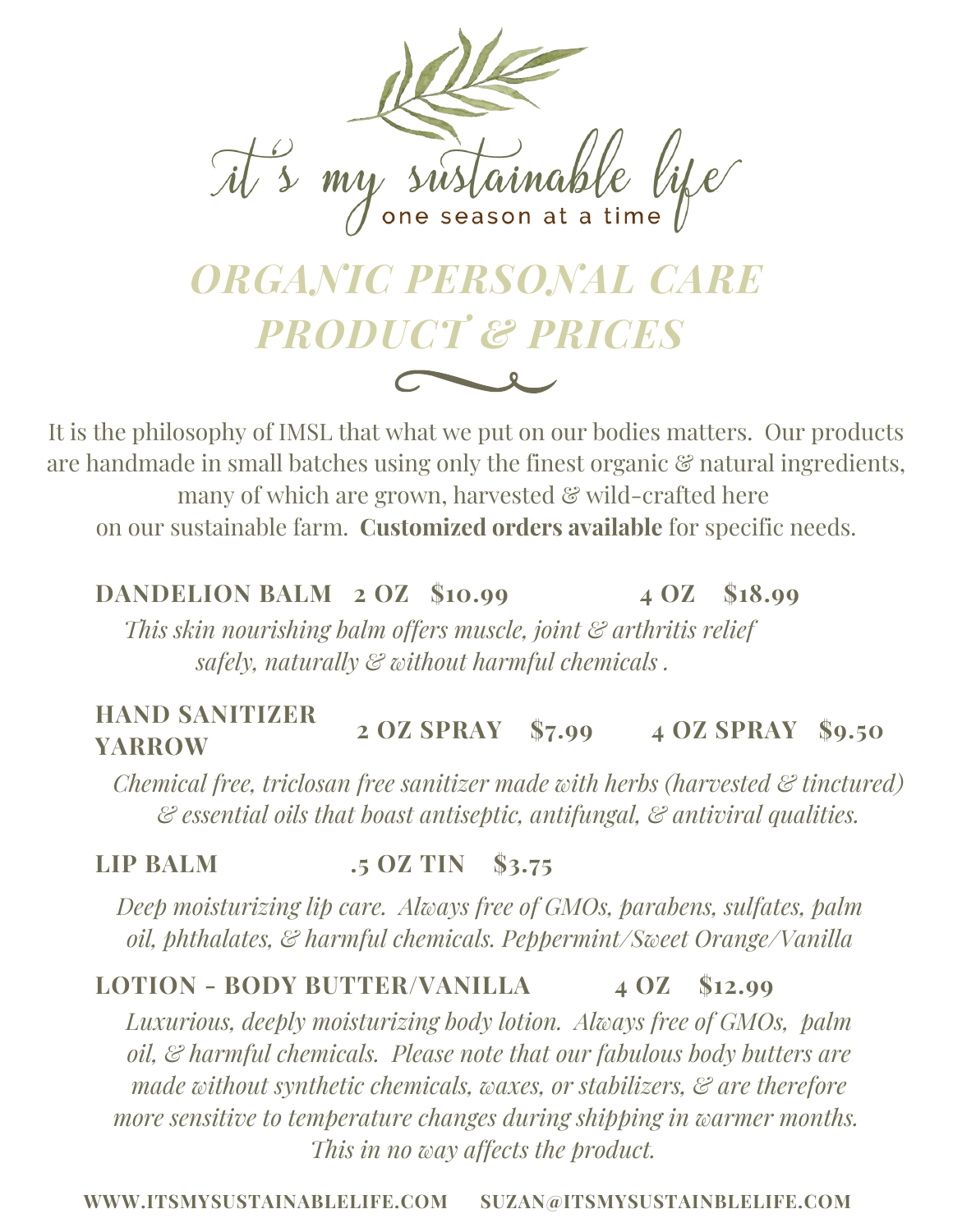# it's my sustainable life

one season at a time

## ORGANIC PERSONAL CARE PRODUCT & PRICES

It is the philosophy of IMSL that what we put on our bodies matters. Our products are handmade in small batches using only the finest organic & natural ingredients, many of which are grown, harvested & wild-crafted here on our sustainable farm. **Customized orders available** for specific needs.

**DANDELION BALM 2 OZ $10.99 4 OZ $18.99**

*This skin nourishing balm offers muscle, joint & arthritis relief safely, naturally & without harmful chemicals .*

**HAND SANITIZER YARROW 2 OZ SPRAY $7.99 4 OZ SPRAY $9.50**

*Chemical free, triclosan free sanitizer made with herbs (harvested & tinctured) & essential oils that boast antiseptic, antifungal, & antiviral qualities.*

**LIP BALM .5 OZ TIN $3.75**

*Deep moisturizing lip care. Always free of GMOs, parabens, sulfates, palm oil, phthalates, & harmful chemicals. Peppermint/Sweet Orange/Vanilla*

**LOTION - BODY BUTTER/VANILLA 4 OZ $12.99**

*Luxurious, deeply moisturizing body lotion. Always free of GMOs, palm oil, & harmful chemicals. Please note that our fabulous body butters are made without synthetic chemicals, waxes, or stabilizers, & are therefore more sensitive to temperature changes during shipping in warmer months. This in no way affects the product.*

**WWW.ITSMYSUSTAINABLELIFE.COM SUZAN@ITSMYSUSTAINBLELIFE.COM**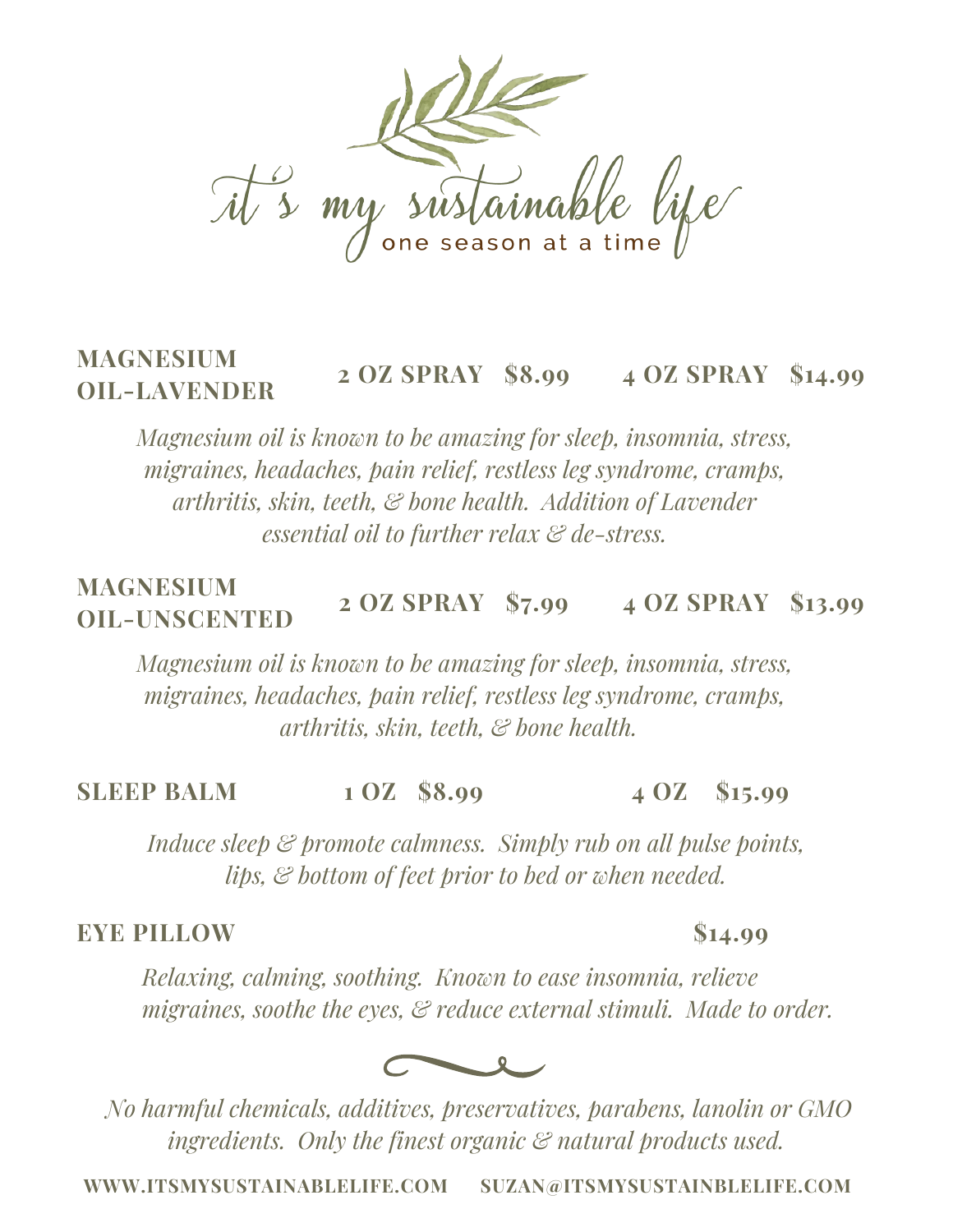# it's my sustainable life

one season at a time

**MAGNESIUM OIL-LAVENDER** **2 OZ SPRAY $8.99** **4 OZ SPRAY $14.99**

*Magnesium oil is known to be amazing for sleep, insomnia, stress, migraines, headaches, pain relief, restless leg syndrome, cramps, arthritis, skin, teeth, & bone health. Addition of Lavender essential oil to further relax & de-stress.*

**MAGNESIUM OIL-UNSCENTED** **2 OZ SPRAY $7.99** **4 OZ SPRAY $13.99**

*Magnesium oil is known to be amazing for sleep, insomnia, stress, migraines, headaches, pain relief, restless leg syndrome, cramps, arthritis, skin, teeth, & bone health.*

**SLEEP BALM** **1 OZ $8.99** **4 OZ $15.99**

*Induce sleep & promote calmness. Simply rub on all pulse points, lips, & bottom of feet prior to bed or when needed.*

**EYE PILLOW** **$14.99**

*Relaxing, calming, soothing. Known to ease insomnia, relieve migraines, soothe the eyes, & reduce external stimuli. Made to order.*

*No harmful chemicals, additives, preservatives, parabens, lanolin or GMO ingredients. Only the finest organic & natural products used.*

**WWW.ITSMYSUSTAINABLELIFE.COM** **SUZAN@ITSMYSUSTAINBLELIFE.COM**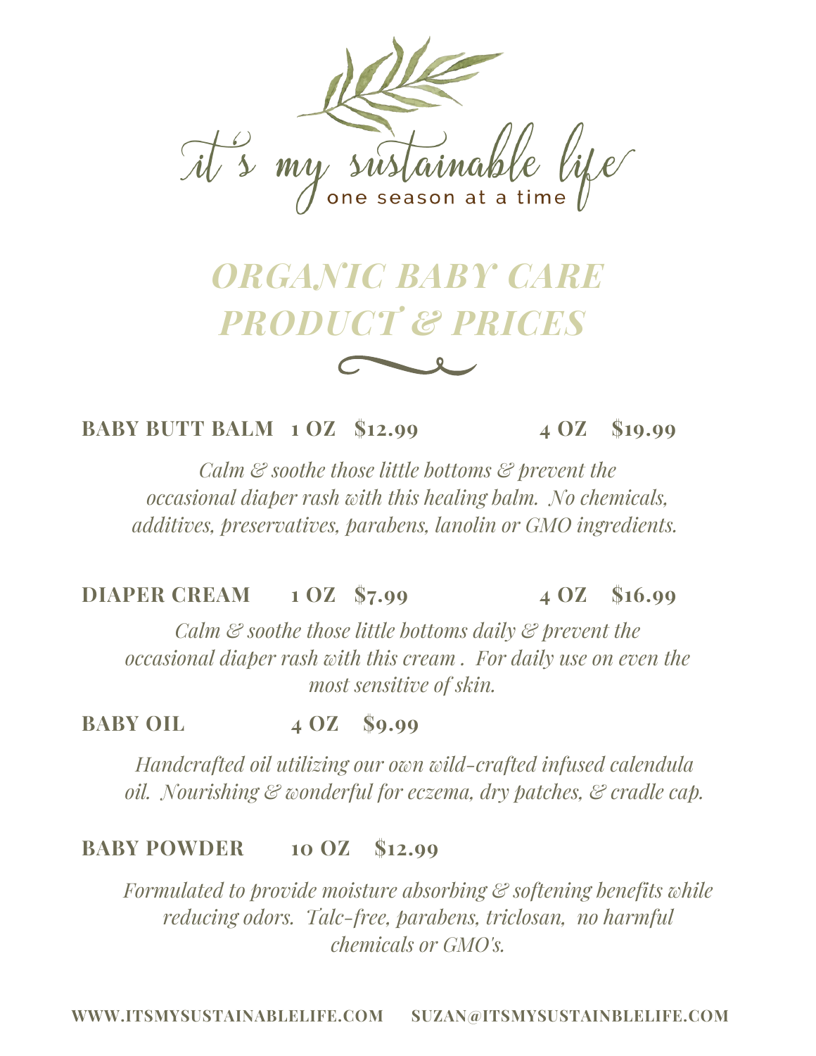it's my sustainable life

one season at a time

# ORGANIC BABY CARE PRODUCT & PRICES

**BABY BUTT BALM 1 OZ $12.99 4 OZ $19.99**

*Calm & soothe those little bottoms & prevent the occasional diaper rash with this healing balm. No chemicals, additives, preservatives, parabens, lanolin or GMO ingredients.*

**DIAPER CREAM 1 OZ $7.99 4 OZ $16.99**

*Calm & soothe those little bottoms daily & prevent the occasional diaper rash with this cream . For daily use on even the most sensitive of skin.*

**BABY OIL 4 OZ $9.99**

*Handcrafted oil utilizing our own wild-crafted infused calendula oil. Nourishing & wonderful for eczema, dry patches, & cradle cap.*

**BABY POWDER 10 OZ $12.99**

*Formulated to provide moisture absorbing & softening benefits while reducing odors. Talc-free, parabens, triclosan, no harmful chemicals or GMO's.*

**WWW.ITSMYSUSTAINABLELIFE.COM SUZAN@ITSMYSUSTAINBLELIFE.COM**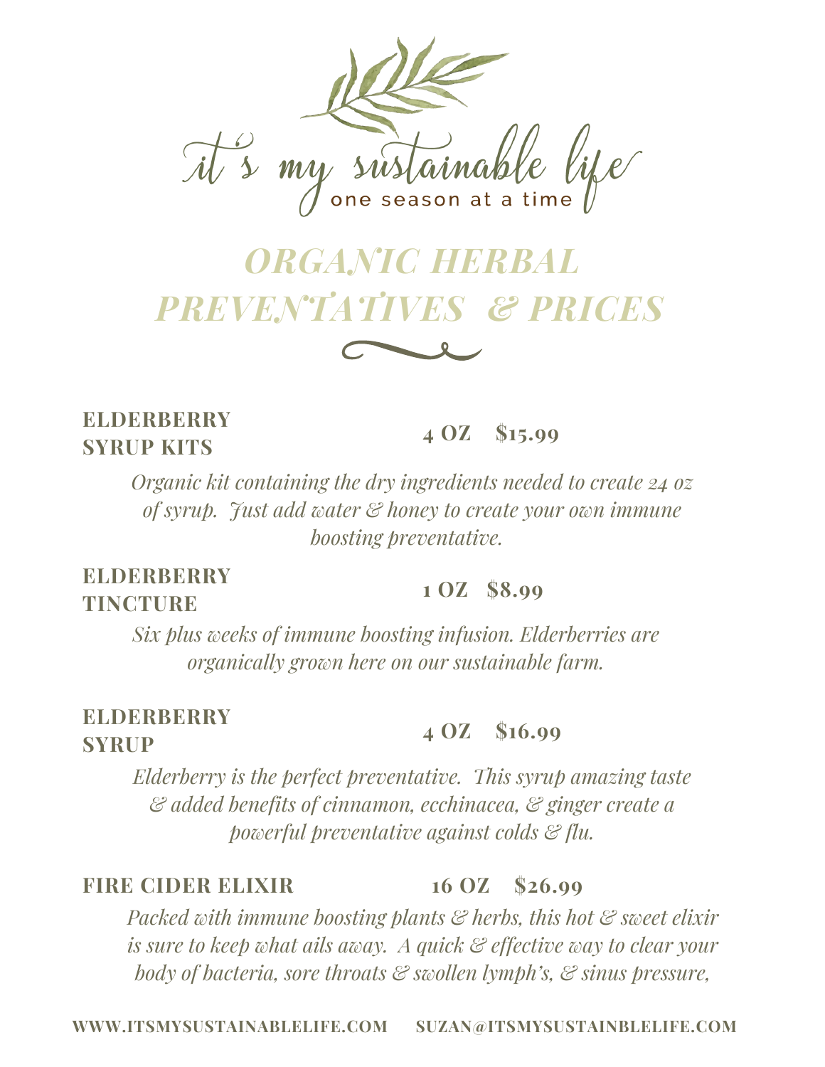it's my sustainable life
one season at a time

# ORGANIC HERBAL PREVENTATIVES & PRICES

**ELDERBERRY SYRUP KITS** **4 OZ $15.99**

*Organic kit containing the dry ingredients needed to create 24 oz of syrup. Just add water & honey to create your own immune boosting preventative.*

**ELDERBERRY TINCTURE** **1 OZ $8.99**

*Six plus weeks of immune boosting infusion. Elderberries are organically grown here on our sustainable farm.*

**ELDERBERRY SYRUP** **4 OZ $16.99**

*Elderberry is the perfect preventative. This syrup amazing taste & added benefits of cinnamon, ecchinacea, & ginger create a powerful preventative against colds & flu.*

**FIRE CIDER ELIXIR** **16 OZ $26.99**

*Packed with immune boosting plants & herbs, this hot & sweet elixir is sure to keep what ails away. A quick & effective way to clear your body of bacteria, sore throats & swollen lymph's, & sinus pressure,*

**WWW.ITSMYSUSTAINABLELIFE.COM SUZAN@ITSMYSUSTAINBLELIFE.COM**